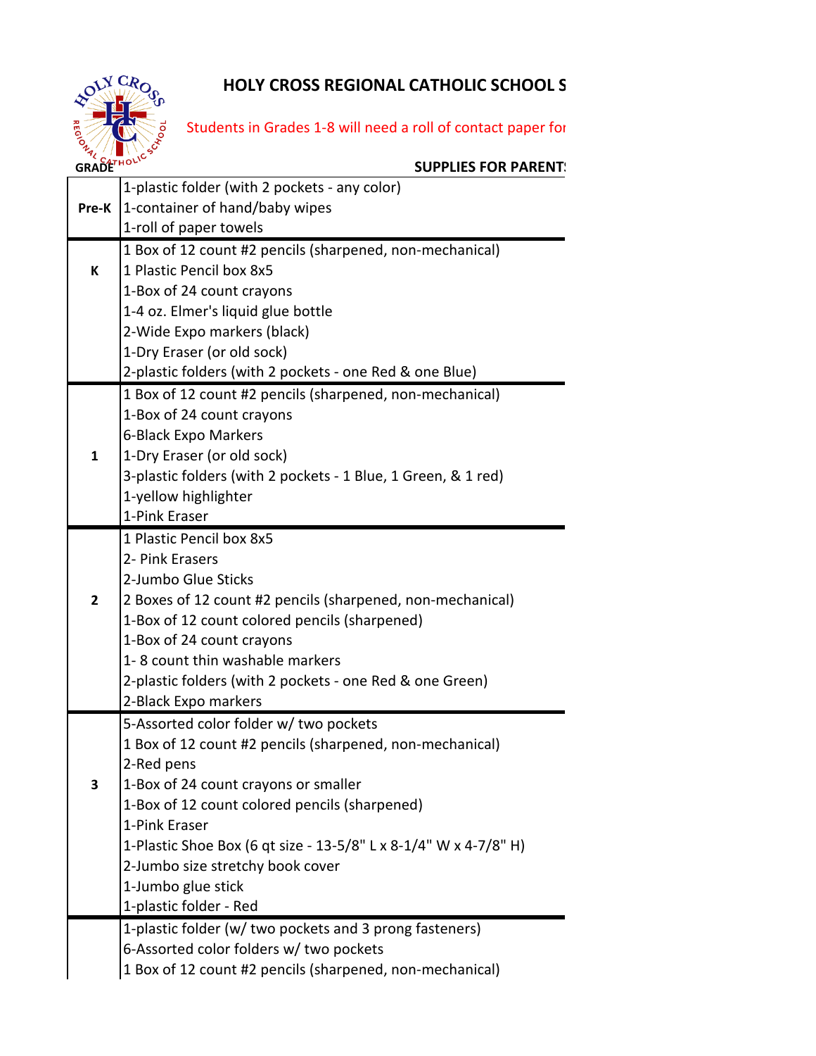# HOLY CROSS REGIONAL CATHOLIC SCHOOL S

Students in Grades 1-8 will need a roll of contact paper for

| GRADE | SUPPLIES FOR PARENTS |
|---|---|
| Pre-K | 1-plastic folder (with 2 pockets - any color) |
| | 1-container of hand/baby wipes |
| | 1-roll of paper towels |
| K | 1 Box of 12 count #2 pencils (sharpened, non-mechanical) |
| | 1 Plastic Pencil box 8x5 |
| | 1-Box of 24 count crayons |
| | 1-4 oz. Elmer's liquid glue bottle |
| | 2-Wide Expo markers (black) |
| | 1-Dry Eraser (or old sock) |
| | 2-plastic folders (with 2 pockets - one Red & one Blue) |
| 1 | 1 Box of 12 count #2 pencils (sharpened, non-mechanical) |
| | 1-Box of 24 count crayons |
| | 6-Black Expo Markers |
| | 1-Dry Eraser (or old sock) |
| | 3-plastic folders (with 2 pockets - 1 Blue, 1 Green, & 1 red) |
| | 1-yellow highlighter |
| | 1-Pink Eraser |
| 2 | 1 Plastic Pencil box 8x5 |
| | 2- Pink Erasers |
| | 2-Jumbo Glue Sticks |
| | 2 Boxes of 12 count #2 pencils (sharpened, non-mechanical) |
| | 1-Box of 12 count colored pencils (sharpened) |
| | 1-Box of 24 count crayons |
| | 1- 8 count thin washable markers |
| | 2-plastic folders (with 2 pockets - one Red & one Green) |
| | 2-Black Expo markers |
| 3 | 5-Assorted color folder w/ two pockets |
| | 1 Box of 12 count #2 pencils (sharpened, non-mechanical) |
| | 2-Red pens |
| | 1-Box of 24 count crayons or smaller |
| | 1-Box of 12 count colored pencils (sharpened) |
| | 1-Pink Eraser |
| | 1-Plastic Shoe Box (6 qt size - 13-5/8" L x 8-1/4" W x 4-7/8" H) |
| | 2-Jumbo size stretchy book cover |
| | 1-Jumbo glue stick |
| | 1-plastic folder - Red |
| | 1-plastic folder (w/ two pockets and 3 prong fasteners) |
| | 6-Assorted color folders w/ two pockets |
| | 1 Box of 12 count #2 pencils (sharpened, non-mechanical) |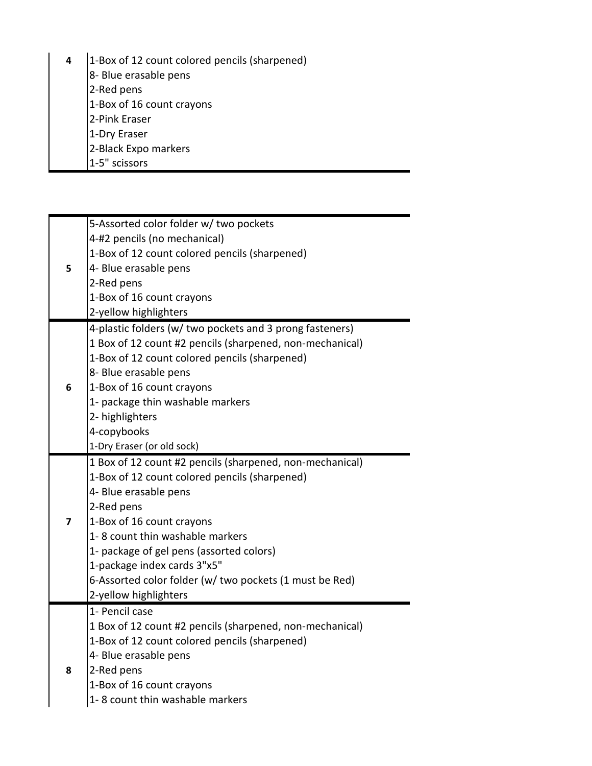| | |
|---|---|
| 4 | 1-Box of 12 count colored pencils (sharpened) |
| | 8- Blue erasable pens |
| | 2-Red pens |
| | 1-Box of 16 count crayons |
| | 2-Pink Eraser |
| | 1-Dry Eraser |
| | 2-Black Expo markers |
| | 1-5" scissors |

| | |
|---|---|
| 5 | 5-Assorted color folder w/ two pockets |
| | 4-#2 pencils (no mechanical) |
| | 1-Box of 12 count colored pencils (sharpened) |
| | 4- Blue erasable pens |
| | 2-Red pens |
| | 1-Box of 16 count crayons |
| | 2-yellow highlighters |
| 6 | 4-plastic folders (w/ two pockets and 3 prong fasteners) |
| | 1 Box of 12 count #2 pencils (sharpened, non-mechanical) |
| | 1-Box of 12 count colored pencils (sharpened) |
| | 8- Blue erasable pens |
| | 1-Box of 16 count crayons |
| | 1- package thin washable markers |
| | 2- highlighters |
| | 4-copybooks |
| | 1-Dry Eraser (or old sock) |
| 7 | 1 Box of 12 count #2 pencils (sharpened, non-mechanical) |
| | 1-Box of 12 count colored pencils (sharpened) |
| | 4- Blue erasable pens |
| | 2-Red pens |
| | 1-Box of 16 count crayons |
| | 1- 8 count thin washable markers |
| | 1- package of gel pens (assorted colors) |
| | 1-package index cards 3"x5" |
| | 6-Assorted color folder (w/ two pockets (1 must be Red) |
| | 2-yellow highlighters |
| 8 | 1- Pencil case |
| | 1 Box of 12 count #2 pencils (sharpened, non-mechanical) |
| | 1-Box of 12 count colored pencils (sharpened) |
| | 4- Blue erasable pens |
| | 2-Red pens |
| | 1-Box of 16 count crayons |
| | 1- 8 count thin washable markers |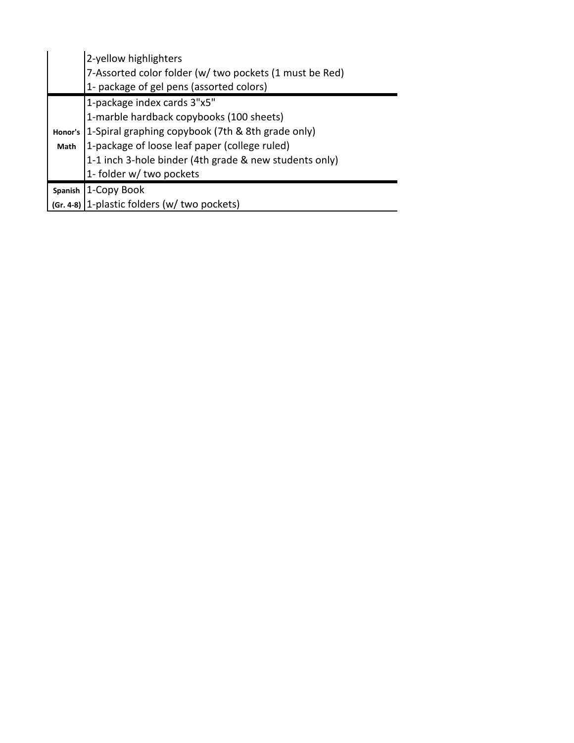| | |
|---|---|
| | 2-yellow highlighters |
| | 7-Assorted color folder (w/ two pockets (1 must be Red) |
| | 1- package of gel pens (assorted colors) |
| **Honor's Math** | 1-package index cards 3"x5" |
| | 1-marble hardback copybooks (100 sheets) |
| | 1-Spiral graphing copybook (7th & 8th grade only) |
| | 1-package of loose leaf paper (college ruled) |
| | 1-1 inch 3-hole binder (4th grade & new students only) |
| | 1- folder w/ two pockets |
| **Spanish (Gr. 4-8)** | 1-Copy Book |
| | 1-plastic folders (w/ two pockets) |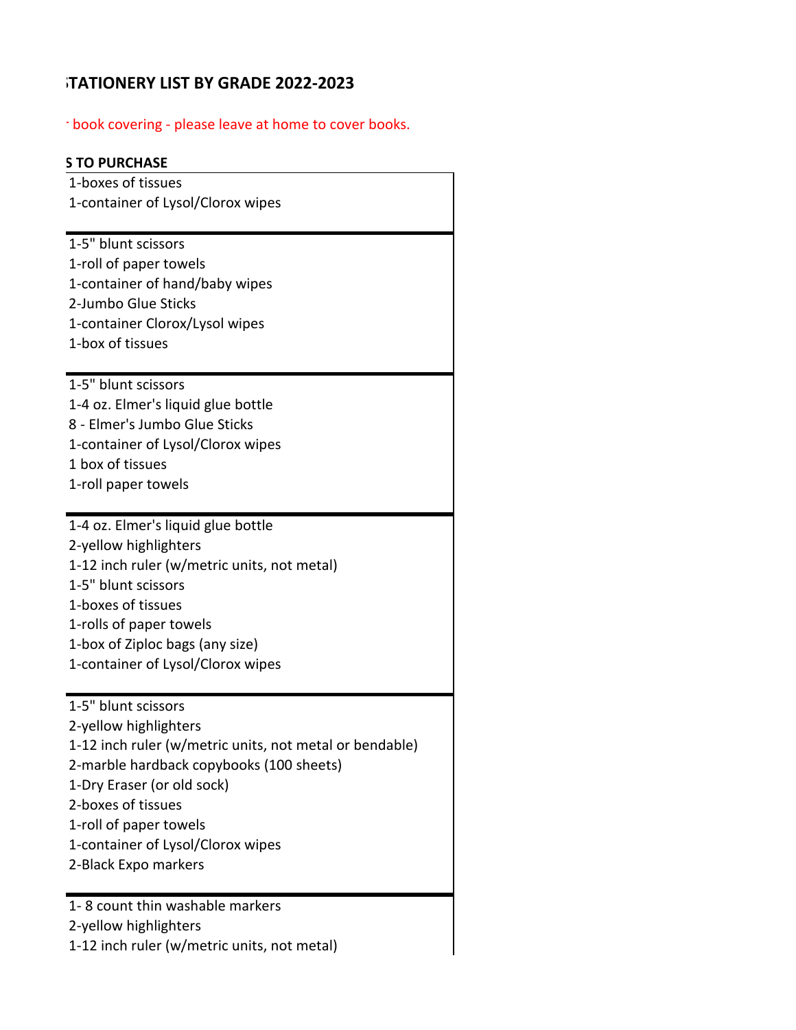## ;TATIONERY LIST BY GRADE 2022-2023

· book covering - please leave at home to cover books.

**; TO PURCHASE**

1-boxes of tissues
1-container of Lysol/Clorox wipes

1-5" blunt scissors
1-roll of paper towels
1-container of hand/baby wipes
2-Jumbo Glue Sticks
1-container Clorox/Lysol wipes
1-box of tissues

1-5" blunt scissors
1-4 oz. Elmer's liquid glue bottle
8 - Elmer's Jumbo Glue Sticks
1-container of Lysol/Clorox wipes
1 box of tissues
1-roll paper towels

1-4 oz. Elmer's liquid glue bottle
2-yellow highlighters
1-12 inch ruler (w/metric units, not metal)
1-5" blunt scissors
1-boxes of tissues
1-rolls of paper towels
1-box of Ziploc bags (any size)
1-container of Lysol/Clorox wipes

1-5" blunt scissors
2-yellow highlighters
1-12 inch ruler (w/metric units, not metal or bendable)
2-marble hardback copybooks (100 sheets)
1-Dry Eraser (or old sock)
2-boxes of tissues
1-roll of paper towels
1-container of Lysol/Clorox wipes
2-Black Expo markers

1- 8 count thin washable markers
2-yellow highlighters
1-12 inch ruler (w/metric units, not metal)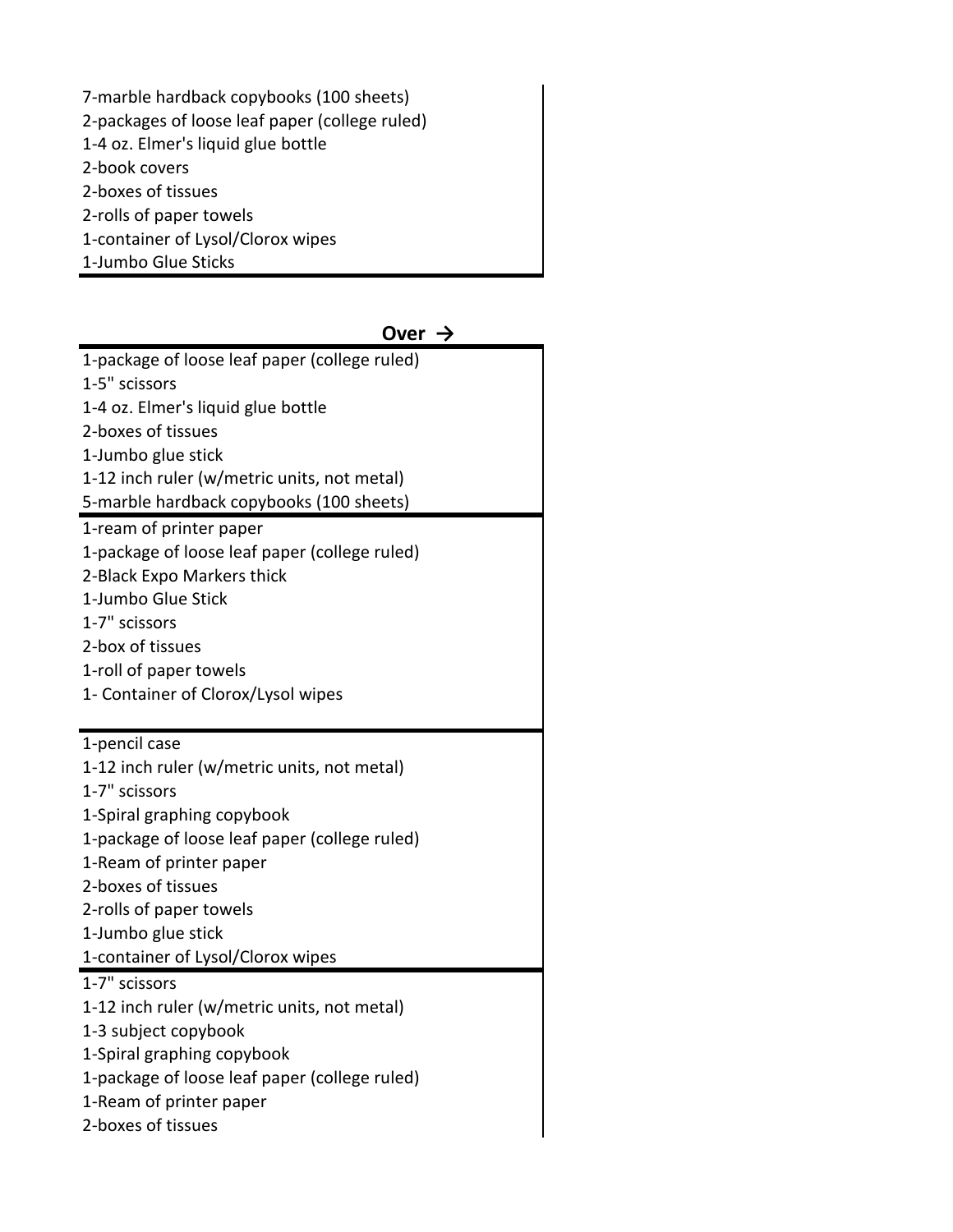7-marble hardback copybooks (100 sheets)
2-packages of loose leaf paper (college ruled)
1-4 oz. Elmer's liquid glue bottle
2-book covers
2-boxes of tissues
2-rolls of paper towels
1-container of Lysol/Clorox wipes
1-Jumbo Glue Sticks

**Over →**

1-package of loose leaf paper (college ruled)
1-5" scissors
1-4 oz. Elmer's liquid glue bottle
2-boxes of tissues
1-Jumbo glue stick
1-12 inch ruler (w/metric units, not metal)
5-marble hardback copybooks (100 sheets)

1-ream of printer paper
1-package of loose leaf paper (college ruled)
2-Black Expo Markers thick
1-Jumbo Glue Stick
1-7" scissors
2-box of tissues
1-roll of paper towels
1- Container of Clorox/Lysol wipes

1-pencil case
1-12 inch ruler (w/metric units, not metal)
1-7" scissors
1-Spiral graphing copybook
1-package of loose leaf paper (college ruled)
1-Ream of printer paper
2-boxes of tissues
2-rolls of paper towels
1-Jumbo glue stick
1-container of Lysol/Clorox wipes

1-7" scissors
1-12 inch ruler (w/metric units, not metal)
1-3 subject copybook
1-Spiral graphing copybook
1-package of loose leaf paper (college ruled)
1-Ream of printer paper
2-boxes of tissues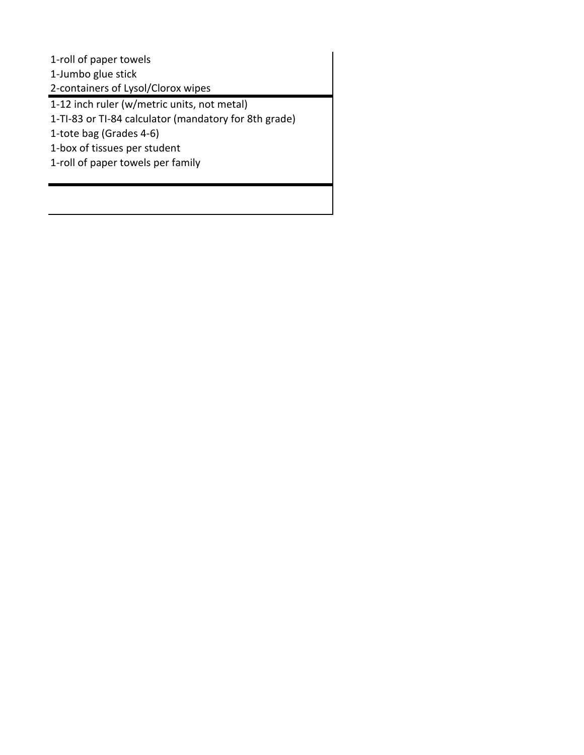1-roll of paper towels
1-Jumbo glue stick
2-containers of Lysol/Clorox wipes

1-12 inch ruler (w/metric units, not metal)
1-TI-83 or TI-84 calculator (mandatory for 8th grade)
1-tote bag (Grades 4-6)
1-box of tissues per student
1-roll of paper towels per family